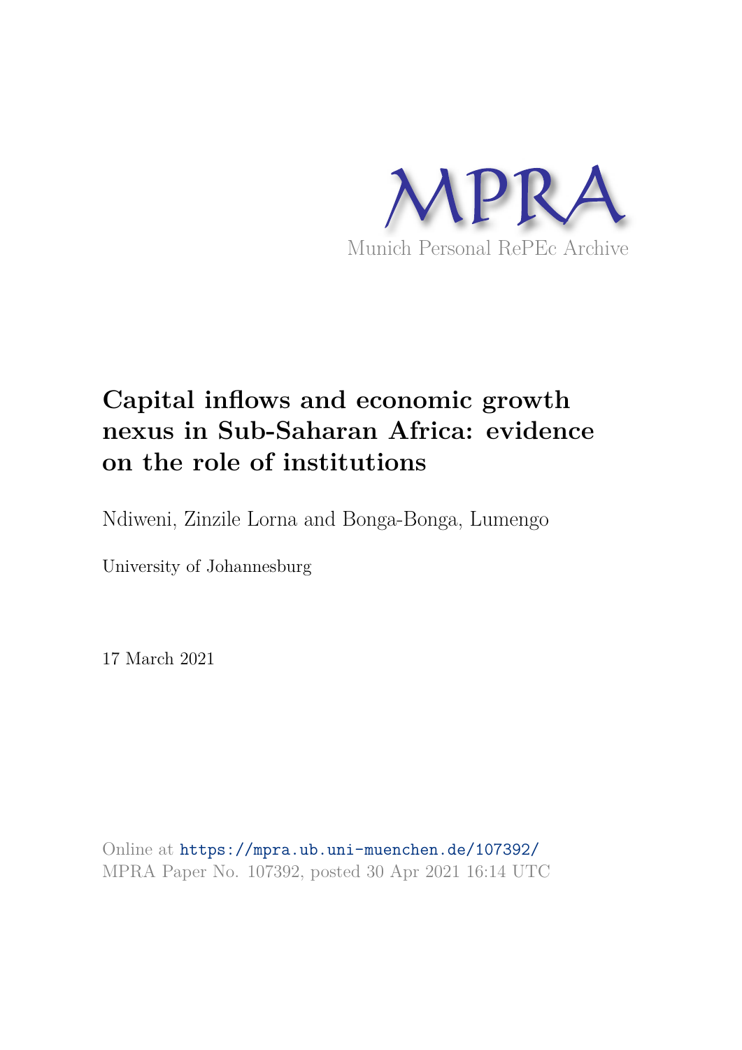MPRA

Munich Personal RePEc Archive

# Capital inflows and economic growth nexus in Sub-Saharan Africa: evidence on the role of institutions

Ndiweni, Zinzile Lorna and Bonga-Bonga, Lumengo

University of Johannesburg

17 March 2021

Online at https://mpra.ub.uni-muenchen.de/107392/
MPRA Paper No. 107392, posted 30 Apr 2021 16:14 UTC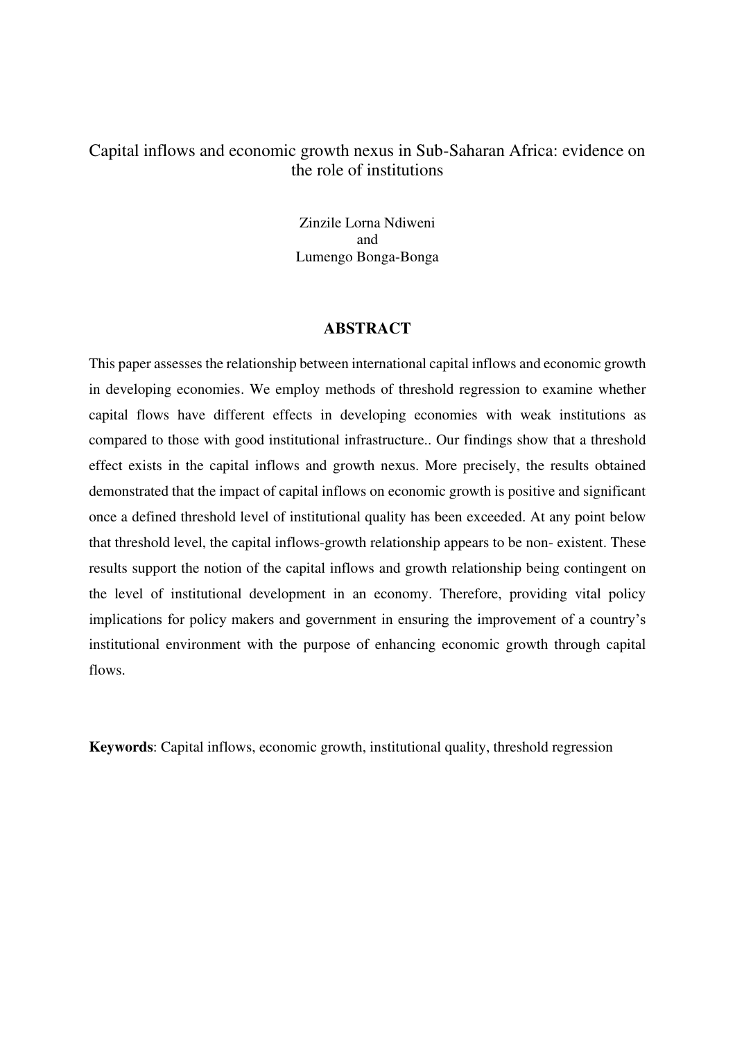# Capital inflows and economic growth nexus in Sub-Saharan Africa: evidence on the role of institutions

Zinzile Lorna Ndiweni
and
Lumengo Bonga-Bonga

## ABSTRACT

This paper assesses the relationship between international capital inflows and economic growth in developing economies. We employ methods of threshold regression to examine whether capital flows have different effects in developing economies with weak institutions as compared to those with good institutional infrastructure.. Our findings show that a threshold effect exists in the capital inflows and growth nexus. More precisely, the results obtained demonstrated that the impact of capital inflows on economic growth is positive and significant once a defined threshold level of institutional quality has been exceeded. At any point below that threshold level, the capital inflows-growth relationship appears to be non- existent. These results support the notion of the capital inflows and growth relationship being contingent on the level of institutional development in an economy. Therefore, providing vital policy implications for policy makers and government in ensuring the improvement of a country's institutional environment with the purpose of enhancing economic growth through capital flows.

**Keywords**: Capital inflows, economic growth, institutional quality, threshold regression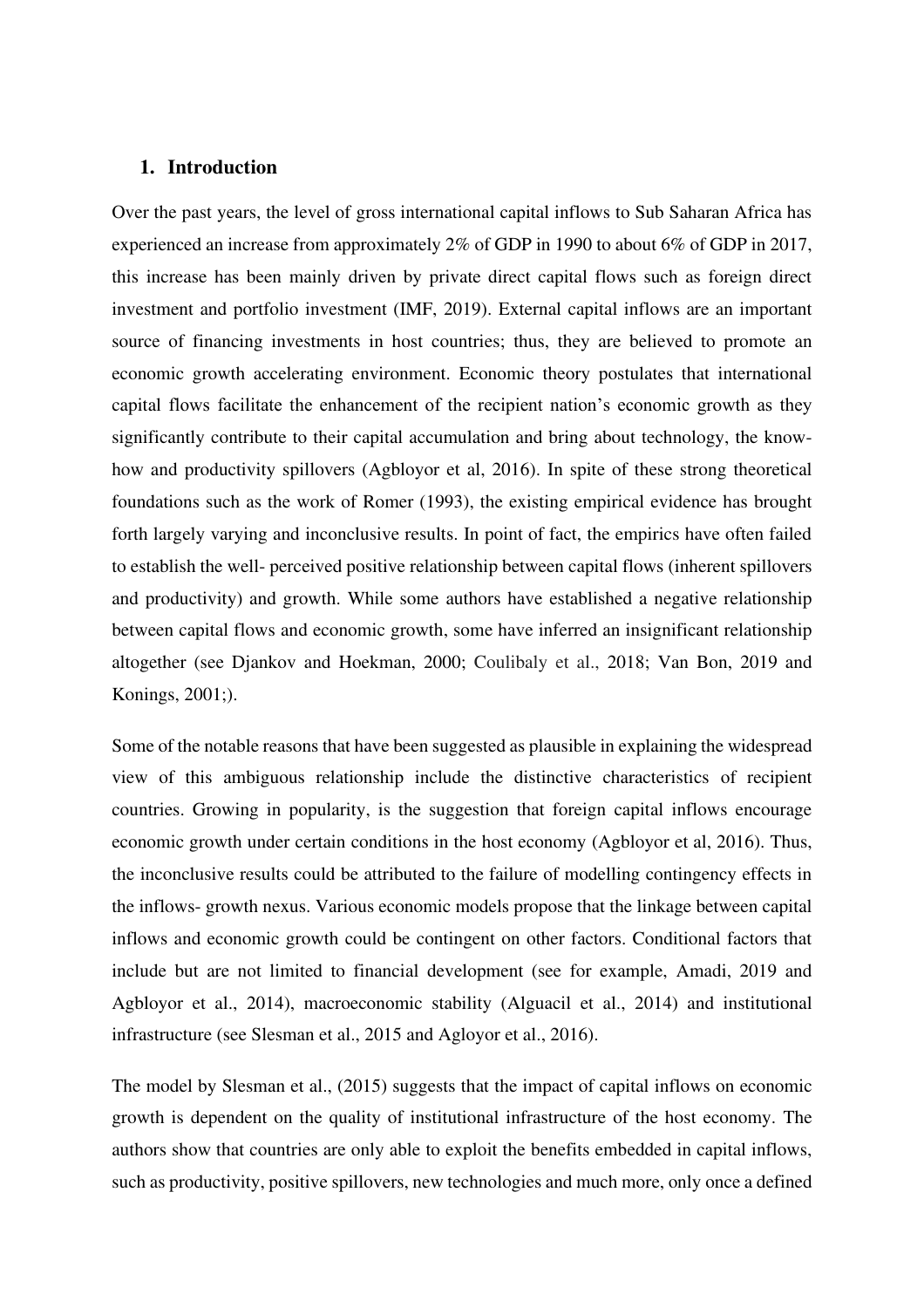## 1. Introduction

Over the past years, the level of gross international capital inflows to Sub Saharan Africa has experienced an increase from approximately 2% of GDP in 1990 to about 6% of GDP in 2017, this increase has been mainly driven by private direct capital flows such as foreign direct investment and portfolio investment (IMF, 2019). External capital inflows are an important source of financing investments in host countries; thus, they are believed to promote an economic growth accelerating environment. Economic theory postulates that international capital flows facilitate the enhancement of the recipient nation's economic growth as they significantly contribute to their capital accumulation and bring about technology, the know-how and productivity spillovers (Agbloyor et al, 2016). In spite of these strong theoretical foundations such as the work of Romer (1993), the existing empirical evidence has brought forth largely varying and inconclusive results. In point of fact, the empirics have often failed to establish the well- perceived positive relationship between capital flows (inherent spillovers and productivity) and growth. While some authors have established a negative relationship between capital flows and economic growth, some have inferred an insignificant relationship altogether (see Djankov and Hoekman, 2000; Coulibaly et al., 2018; Van Bon, 2019 and Konings, 2001;).

Some of the notable reasons that have been suggested as plausible in explaining the widespread view of this ambiguous relationship include the distinctive characteristics of recipient countries. Growing in popularity, is the suggestion that foreign capital inflows encourage economic growth under certain conditions in the host economy (Agbloyor et al, 2016). Thus, the inconclusive results could be attributed to the failure of modelling contingency effects in the inflows- growth nexus. Various economic models propose that the linkage between capital inflows and economic growth could be contingent on other factors. Conditional factors that include but are not limited to financial development (see for example, Amadi, 2019 and Agbloyor et al., 2014), macroeconomic stability (Alguacil et al., 2014) and institutional infrastructure (see Slesman et al., 2015 and Agloyor et al., 2016).

The model by Slesman et al., (2015) suggests that the impact of capital inflows on economic growth is dependent on the quality of institutional infrastructure of the host economy. The authors show that countries are only able to exploit the benefits embedded in capital inflows, such as productivity, positive spillovers, new technologies and much more, only once a defined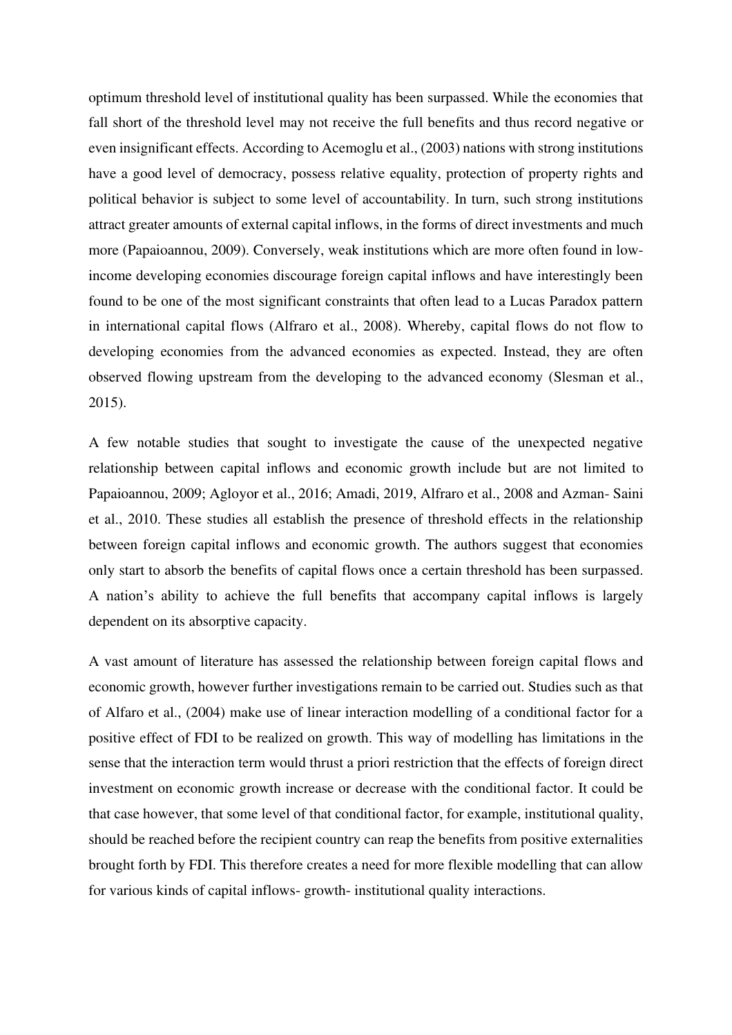optimum threshold level of institutional quality has been surpassed. While the economies that fall short of the threshold level may not receive the full benefits and thus record negative or even insignificant effects. According to Acemoglu et al., (2003) nations with strong institutions have a good level of democracy, possess relative equality, protection of property rights and political behavior is subject to some level of accountability. In turn, such strong institutions attract greater amounts of external capital inflows, in the forms of direct investments and much more (Papaioannou, 2009). Conversely, weak institutions which are more often found in low-income developing economies discourage foreign capital inflows and have interestingly been found to be one of the most significant constraints that often lead to a Lucas Paradox pattern in international capital flows (Alfraro et al., 2008). Whereby, capital flows do not flow to developing economies from the advanced economies as expected. Instead, they are often observed flowing upstream from the developing to the advanced economy (Slesman et al., 2015).

A few notable studies that sought to investigate the cause of the unexpected negative relationship between capital inflows and economic growth include but are not limited to Papaioannou, 2009; Agloyor et al., 2016; Amadi, 2019, Alfraro et al., 2008 and Azman- Saini et al., 2010. These studies all establish the presence of threshold effects in the relationship between foreign capital inflows and economic growth. The authors suggest that economies only start to absorb the benefits of capital flows once a certain threshold has been surpassed. A nation's ability to achieve the full benefits that accompany capital inflows is largely dependent on its absorptive capacity.

A vast amount of literature has assessed the relationship between foreign capital flows and economic growth, however further investigations remain to be carried out. Studies such as that of Alfaro et al., (2004) make use of linear interaction modelling of a conditional factor for a positive effect of FDI to be realized on growth. This way of modelling has limitations in the sense that the interaction term would thrust a priori restriction that the effects of foreign direct investment on economic growth increase or decrease with the conditional factor. It could be that case however, that some level of that conditional factor, for example, institutional quality, should be reached before the recipient country can reap the benefits from positive externalities brought forth by FDI. This therefore creates a need for more flexible modelling that can allow for various kinds of capital inflows- growth- institutional quality interactions.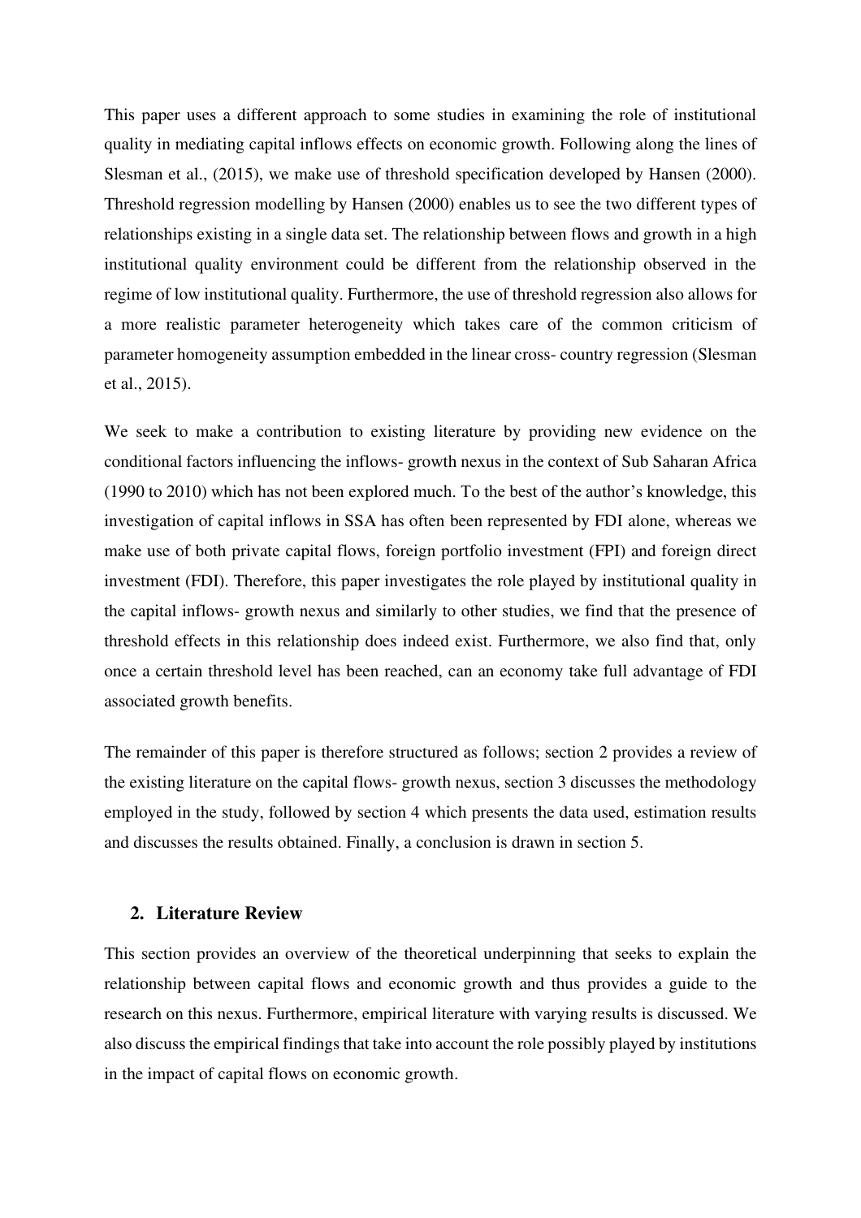This paper uses a different approach to some studies in examining the role of institutional quality in mediating capital inflows effects on economic growth. Following along the lines of Slesman et al., (2015), we make use of threshold specification developed by Hansen (2000). Threshold regression modelling by Hansen (2000) enables us to see the two different types of relationships existing in a single data set. The relationship between flows and growth in a high institutional quality environment could be different from the relationship observed in the regime of low institutional quality. Furthermore, the use of threshold regression also allows for a more realistic parameter heterogeneity which takes care of the common criticism of parameter homogeneity assumption embedded in the linear cross- country regression (Slesman et al., 2015).

We seek to make a contribution to existing literature by providing new evidence on the conditional factors influencing the inflows- growth nexus in the context of Sub Saharan Africa (1990 to 2010) which has not been explored much. To the best of the author's knowledge, this investigation of capital inflows in SSA has often been represented by FDI alone, whereas we make use of both private capital flows, foreign portfolio investment (FPI) and foreign direct investment (FDI). Therefore, this paper investigates the role played by institutional quality in the capital inflows- growth nexus and similarly to other studies, we find that the presence of threshold effects in this relationship does indeed exist. Furthermore, we also find that, only once a certain threshold level has been reached, can an economy take full advantage of FDI associated growth benefits.

The remainder of this paper is therefore structured as follows; section 2 provides a review of the existing literature on the capital flows- growth nexus, section 3 discusses the methodology employed in the study, followed by section 4 which presents the data used, estimation results and discusses the results obtained. Finally, a conclusion is drawn in section 5.

## 2. Literature Review

This section provides an overview of the theoretical underpinning that seeks to explain the relationship between capital flows and economic growth and thus provides a guide to the research on this nexus. Furthermore, empirical literature with varying results is discussed. We also discuss the empirical findings that take into account the role possibly played by institutions in the impact of capital flows on economic growth.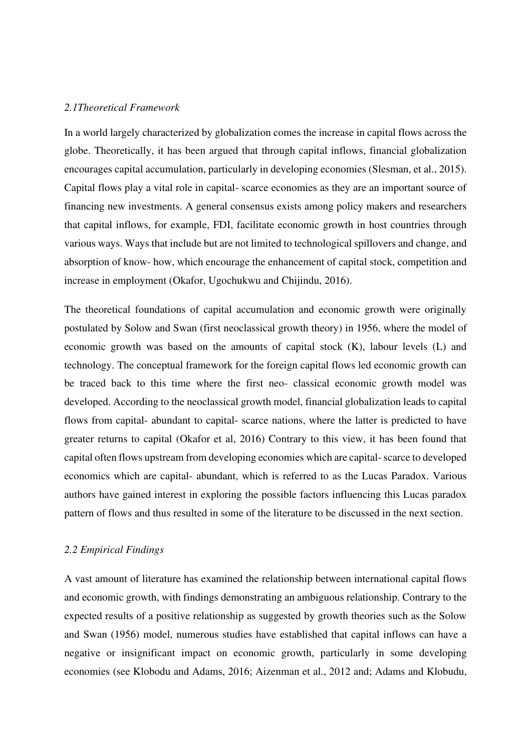*2.1Theoretical Framework*

In a world largely characterized by globalization comes the increase in capital flows across the globe. Theoretically, it has been argued that through capital inflows, financial globalization encourages capital accumulation, particularly in developing economies (Slesman, et al., 2015). Capital flows play a vital role in capital- scarce economies as they are an important source of financing new investments. A general consensus exists among policy makers and researchers that capital inflows, for example, FDI, facilitate economic growth in host countries through various ways. Ways that include but are not limited to technological spillovers and change, and absorption of know- how, which encourage the enhancement of capital stock, competition and increase in employment (Okafor, Ugochukwu and Chijindu, 2016).

The theoretical foundations of capital accumulation and economic growth were originally postulated by Solow and Swan (first neoclassical growth theory) in 1956, where the model of economic growth was based on the amounts of capital stock (K), labour levels (L) and technology. The conceptual framework for the foreign capital flows led economic growth can be traced back to this time where the first neo- classical economic growth model was developed. According to the neoclassical growth model, financial globalization leads to capital flows from capital- abundant to capital- scarce nations, where the latter is predicted to have greater returns to capital (Okafor et al, 2016) Contrary to this view, it has been found that capital often flows upstream from developing economies which are capital- scarce to developed economics which are capital- abundant, which is referred to as the Lucas Paradox. Various authors have gained interest in exploring the possible factors influencing this Lucas paradox pattern of flows and thus resulted in some of the literature to be discussed in the next section.

*2.2 Empirical Findings*

A vast amount of literature has examined the relationship between international capital flows and economic growth, with findings demonstrating an ambiguous relationship. Contrary to the expected results of a positive relationship as suggested by growth theories such as the Solow and Swan (1956) model, numerous studies have established that capital inflows can have a negative or insignificant impact on economic growth, particularly in some developing economies (see Klobodu and Adams, 2016; Aizenman et al., 2012 and; Adams and Klobudu,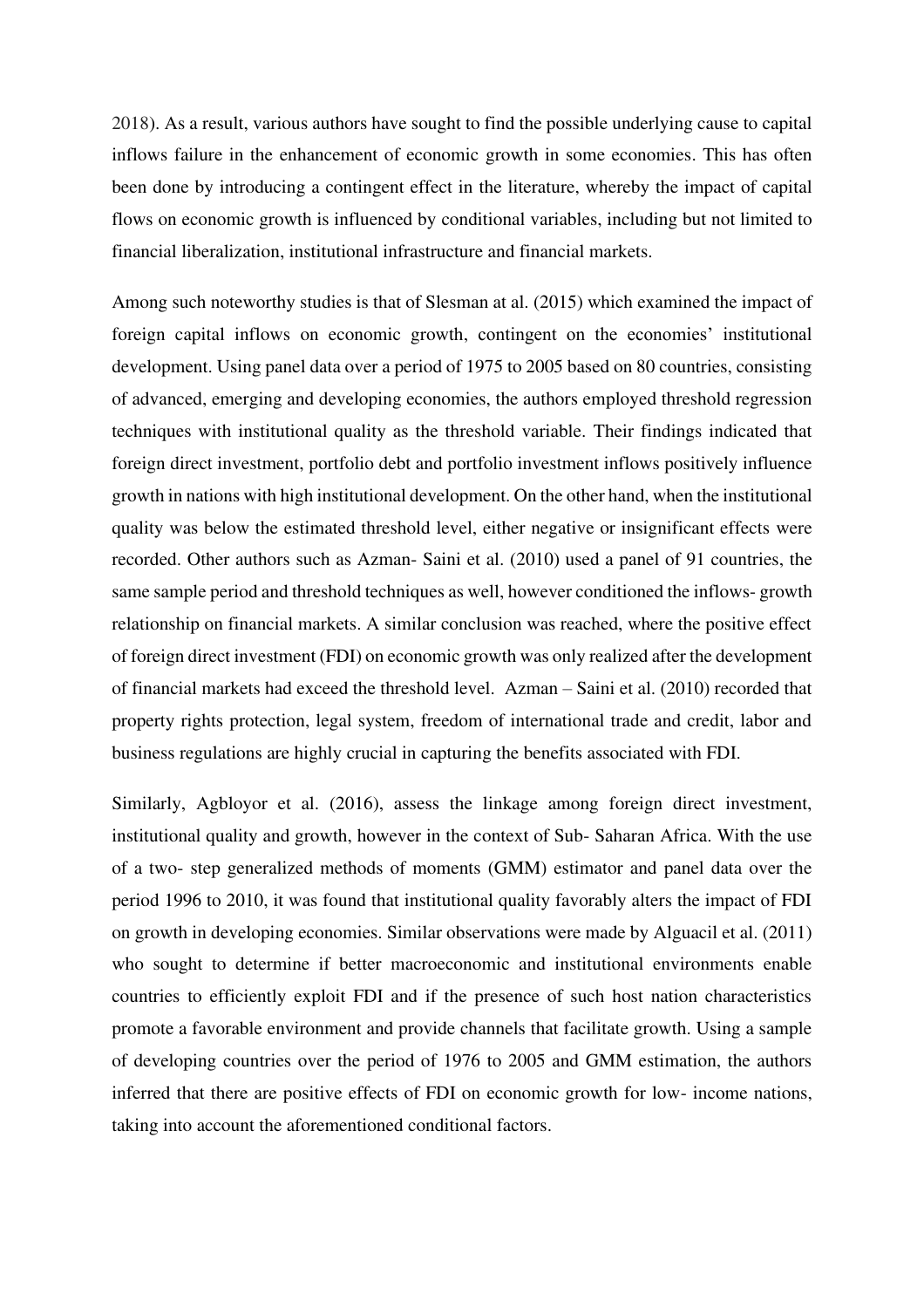2018). As a result, various authors have sought to find the possible underlying cause to capital inflows failure in the enhancement of economic growth in some economies. This has often been done by introducing a contingent effect in the literature, whereby the impact of capital flows on economic growth is influenced by conditional variables, including but not limited to financial liberalization, institutional infrastructure and financial markets.

Among such noteworthy studies is that of Slesman at al. (2015) which examined the impact of foreign capital inflows on economic growth, contingent on the economies' institutional development. Using panel data over a period of 1975 to 2005 based on 80 countries, consisting of advanced, emerging and developing economies, the authors employed threshold regression techniques with institutional quality as the threshold variable. Their findings indicated that foreign direct investment, portfolio debt and portfolio investment inflows positively influence growth in nations with high institutional development. On the other hand, when the institutional quality was below the estimated threshold level, either negative or insignificant effects were recorded. Other authors such as Azman- Saini et al. (2010) used a panel of 91 countries, the same sample period and threshold techniques as well, however conditioned the inflows- growth relationship on financial markets. A similar conclusion was reached, where the positive effect of foreign direct investment (FDI) on economic growth was only realized after the development of financial markets had exceed the threshold level. Azman – Saini et al. (2010) recorded that property rights protection, legal system, freedom of international trade and credit, labor and business regulations are highly crucial in capturing the benefits associated with FDI.

Similarly, Agbloyor et al. (2016), assess the linkage among foreign direct investment, institutional quality and growth, however in the context of Sub- Saharan Africa. With the use of a two- step generalized methods of moments (GMM) estimator and panel data over the period 1996 to 2010, it was found that institutional quality favorably alters the impact of FDI on growth in developing economies. Similar observations were made by Alguacil et al. (2011) who sought to determine if better macroeconomic and institutional environments enable countries to efficiently exploit FDI and if the presence of such host nation characteristics promote a favorable environment and provide channels that facilitate growth. Using a sample of developing countries over the period of 1976 to 2005 and GMM estimation, the authors inferred that there are positive effects of FDI on economic growth for low- income nations, taking into account the aforementioned conditional factors.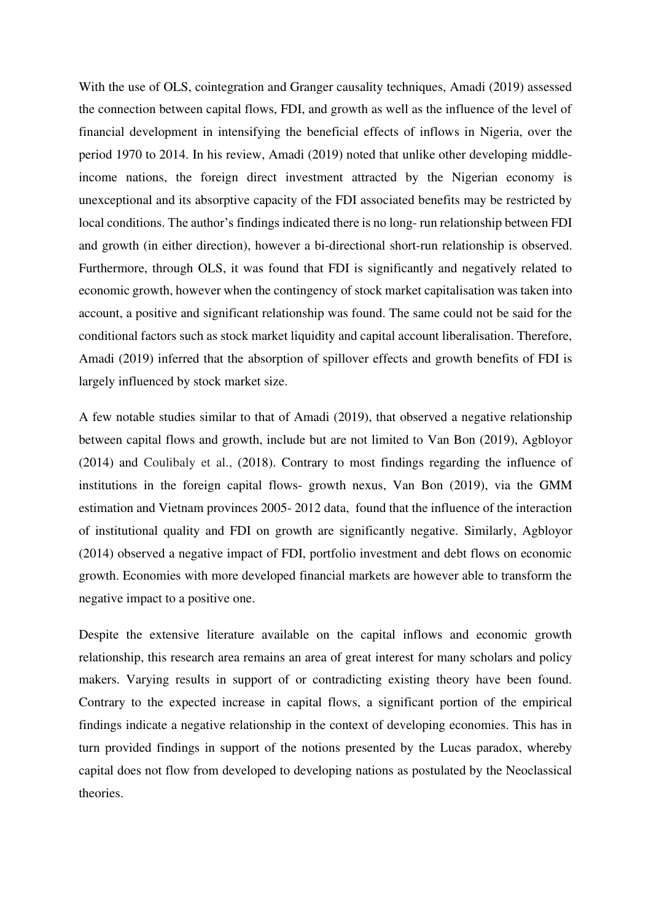With the use of OLS, cointegration and Granger causality techniques, Amadi (2019) assessed the connection between capital flows, FDI, and growth as well as the influence of the level of financial development in intensifying the beneficial effects of inflows in Nigeria, over the period 1970 to 2014. In his review, Amadi (2019) noted that unlike other developing middle-income nations, the foreign direct investment attracted by the Nigerian economy is unexceptional and its absorptive capacity of the FDI associated benefits may be restricted by local conditions. The author's findings indicated there is no long- run relationship between FDI and growth (in either direction), however a bi-directional short-run relationship is observed. Furthermore, through OLS, it was found that FDI is significantly and negatively related to economic growth, however when the contingency of stock market capitalisation was taken into account, a positive and significant relationship was found. The same could not be said for the conditional factors such as stock market liquidity and capital account liberalisation. Therefore, Amadi (2019) inferred that the absorption of spillover effects and growth benefits of FDI is largely influenced by stock market size.

A few notable studies similar to that of Amadi (2019), that observed a negative relationship between capital flows and growth, include but are not limited to Van Bon (2019), Agbloyor (2014) and Coulibaly et al., (2018). Contrary to most findings regarding the influence of institutions in the foreign capital flows- growth nexus, Van Bon (2019), via the GMM estimation and Vietnam provinces 2005- 2012 data, found that the influence of the interaction of institutional quality and FDI on growth are significantly negative. Similarly, Agbloyor (2014) observed a negative impact of FDI, portfolio investment and debt flows on economic growth. Economies with more developed financial markets are however able to transform the negative impact to a positive one.

Despite the extensive literature available on the capital inflows and economic growth relationship, this research area remains an area of great interest for many scholars and policy makers. Varying results in support of or contradicting existing theory have been found. Contrary to the expected increase in capital flows, a significant portion of the empirical findings indicate a negative relationship in the context of developing economies. This has in turn provided findings in support of the notions presented by the Lucas paradox, whereby capital does not flow from developed to developing nations as postulated by the Neoclassical theories.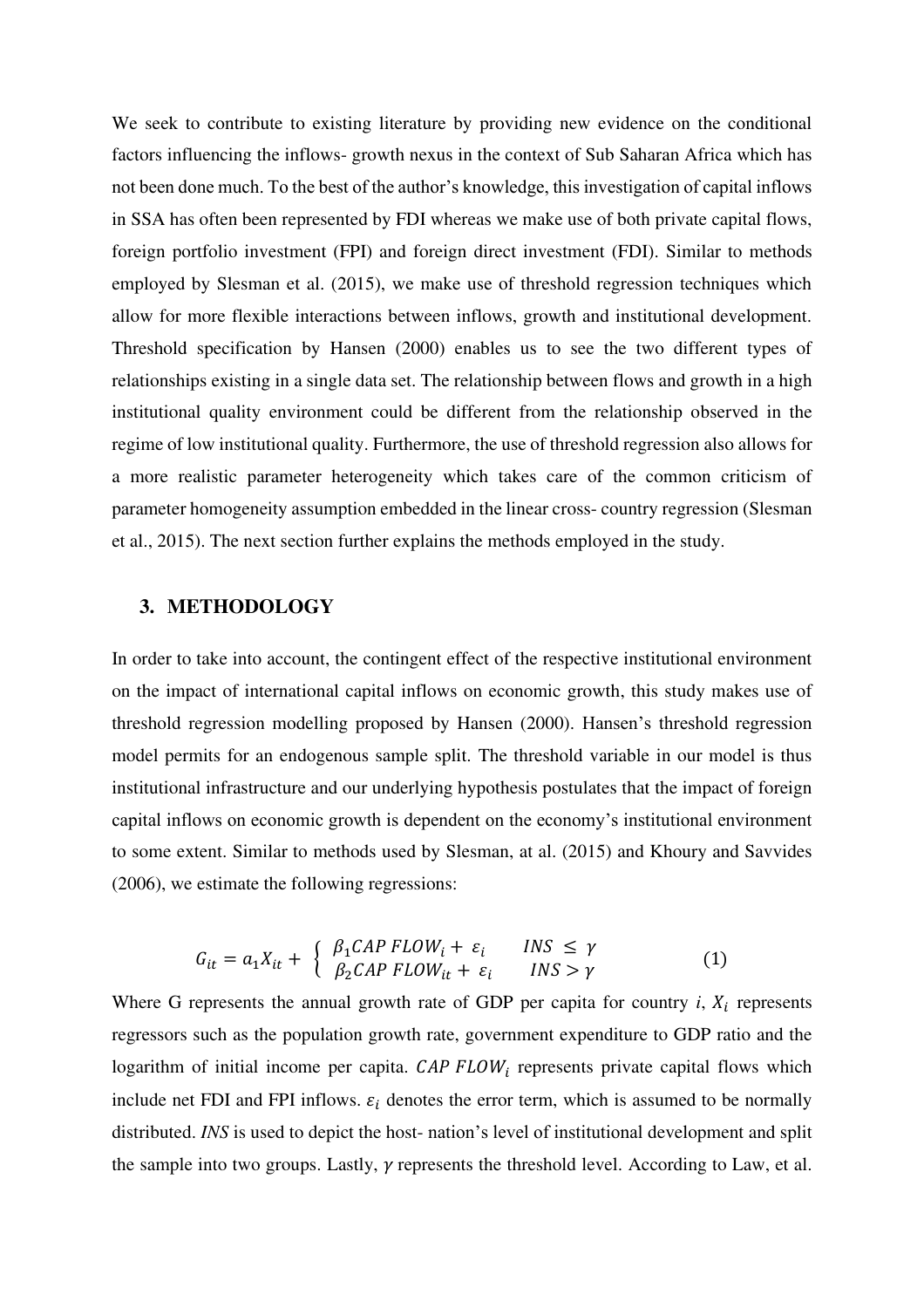We seek to contribute to existing literature by providing new evidence on the conditional factors influencing the inflows- growth nexus in the context of Sub Saharan Africa which has not been done much. To the best of the author's knowledge, this investigation of capital inflows in SSA has often been represented by FDI whereas we make use of both private capital flows, foreign portfolio investment (FPI) and foreign direct investment (FDI). Similar to methods employed by Slesman et al. (2015), we make use of threshold regression techniques which allow for more flexible interactions between inflows, growth and institutional development. Threshold specification by Hansen (2000) enables us to see the two different types of relationships existing in a single data set. The relationship between flows and growth in a high institutional quality environment could be different from the relationship observed in the regime of low institutional quality. Furthermore, the use of threshold regression also allows for a more realistic parameter heterogeneity which takes care of the common criticism of parameter homogeneity assumption embedded in the linear cross- country regression (Slesman et al., 2015). The next section further explains the methods employed in the study.

## 3. METHODOLOGY

In order to take into account, the contingent effect of the respective institutional environment on the impact of international capital inflows on economic growth, this study makes use of threshold regression modelling proposed by Hansen (2000). Hansen's threshold regression model permits for an endogenous sample split. The threshold variable in our model is thus institutional infrastructure and our underlying hypothesis postulates that the impact of foreign capital inflows on economic growth is dependent on the economy's institutional environment to some extent. Similar to methods used by Slesman, at al. (2015) and Khoury and Savvides (2006), we estimate the following regressions:

$$G_{it} = a_1 X_{it} + \begin{cases} \beta_1 CAP\ FLOW_i + \varepsilon_i & INS \leq \gamma \\ \beta_2 CAP\ FLOW_{it} + \varepsilon_i & INS > \gamma \end{cases} \quad (1)$$

Where G represents the annual growth rate of GDP per capita for country *i*, $X_i$ represents regressors such as the population growth rate, government expenditure to GDP ratio and the logarithm of initial income per capita. $CAP\ FLOW_i$ represents private capital flows which include net FDI and FPI inflows. $\varepsilon_i$ denotes the error term, which is assumed to be normally distributed. *INS* is used to depict the host- nation's level of institutional development and split the sample into two groups. Lastly, $\gamma$ represents the threshold level. According to Law, et al.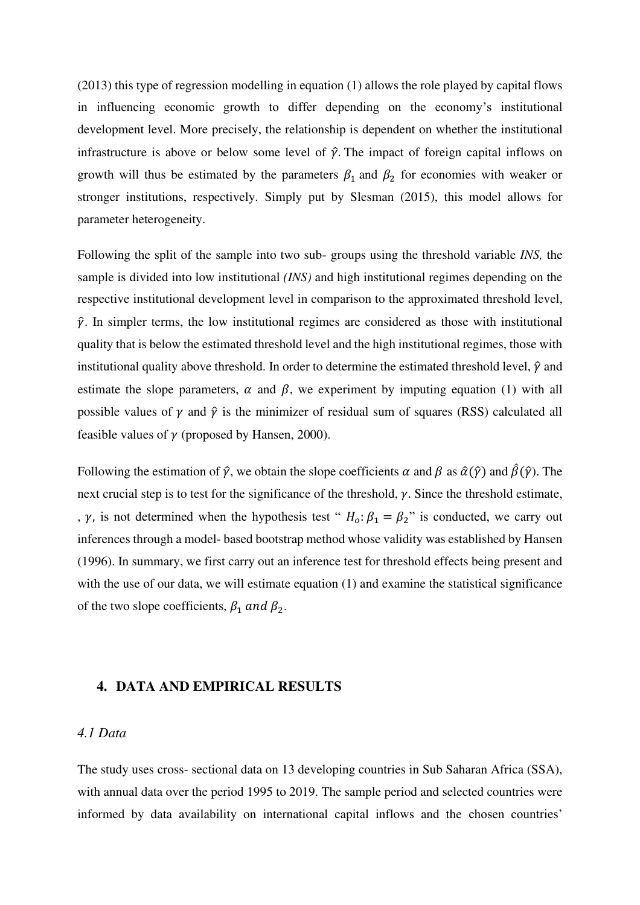(2013) this type of regression modelling in equation (1) allows the role played by capital flows in influencing economic growth to differ depending on the economy's institutional development level. More precisely, the relationship is dependent on whether the institutional infrastructure is above or below some level of $\hat{\gamma}$. The impact of foreign capital inflows on growth will thus be estimated by the parameters $\beta_1$ and $\beta_2$ for economies with weaker or stronger institutions, respectively. Simply put by Slesman (2015), this model allows for parameter heterogeneity.

Following the split of the sample into two sub- groups using the threshold variable *INS,* the sample is divided into low institutional *(INS)* and high institutional regimes depending on the respective institutional development level in comparison to the approximated threshold level, $\hat{\gamma}$. In simpler terms, the low institutional regimes are considered as those with institutional quality that is below the estimated threshold level and the high institutional regimes, those with institutional quality above threshold. In order to determine the estimated threshold level, $\hat{\gamma}$ and estimate the slope parameters, $\alpha$ and $\beta$, we experiment by imputing equation (1) with all possible values of $\gamma$ and $\hat{\gamma}$ is the minimizer of residual sum of squares (RSS) calculated all feasible values of $\gamma$ (proposed by Hansen, 2000).

Following the estimation of $\hat{\gamma}$, we obtain the slope coefficients $\alpha$ and $\beta$ as $\hat{\alpha}(\hat{\gamma})$ and $\hat{\beta}(\hat{\gamma})$. The next crucial step is to test for the significance of the threshold, $\gamma$. Since the threshold estimate, , $\gamma$, is not determined when the hypothesis test " $H_o\colon \beta_1 = \beta_2$" is conducted, we carry out inferences through a model- based bootstrap method whose validity was established by Hansen (1996). In summary, we first carry out an inference test for threshold effects being present and with the use of our data, we will estimate equation (1) and examine the statistical significance of the two slope coefficients, $\beta_1$ *and* $\beta_2$.

## 4. DATA AND EMPIRICAL RESULTS

### *4.1 Data*

The study uses cross- sectional data on 13 developing countries in Sub Saharan Africa (SSA), with annual data over the period 1995 to 2019. The sample period and selected countries were informed by data availability on international capital inflows and the chosen countries'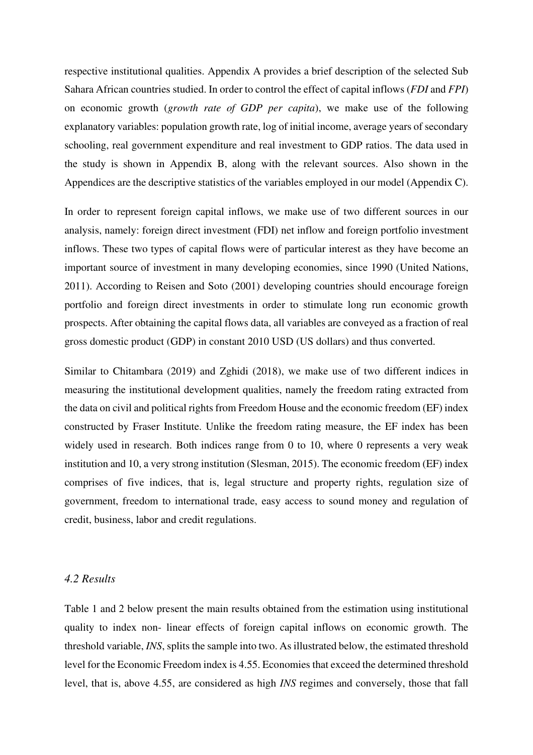respective institutional qualities. Appendix A provides a brief description of the selected Sub Sahara African countries studied. In order to control the effect of capital inflows (*FDI* and *FPI*) on economic growth (*growth rate of GDP per capita*), we make use of the following explanatory variables: population growth rate, log of initial income, average years of secondary schooling, real government expenditure and real investment to GDP ratios. The data used in the study is shown in Appendix B, along with the relevant sources. Also shown in the Appendices are the descriptive statistics of the variables employed in our model (Appendix C).

In order to represent foreign capital inflows, we make use of two different sources in our analysis, namely: foreign direct investment (FDI) net inflow and foreign portfolio investment inflows. These two types of capital flows were of particular interest as they have become an important source of investment in many developing economies, since 1990 (United Nations, 2011). According to Reisen and Soto (2001) developing countries should encourage foreign portfolio and foreign direct investments in order to stimulate long run economic growth prospects. After obtaining the capital flows data, all variables are conveyed as a fraction of real gross domestic product (GDP) in constant 2010 USD (US dollars) and thus converted.

Similar to Chitambara (2019) and Zghidi (2018), we make use of two different indices in measuring the institutional development qualities, namely the freedom rating extracted from the data on civil and political rights from Freedom House and the economic freedom (EF) index constructed by Fraser Institute. Unlike the freedom rating measure, the EF index has been widely used in research. Both indices range from 0 to 10, where 0 represents a very weak institution and 10, a very strong institution (Slesman, 2015). The economic freedom (EF) index comprises of five indices, that is, legal structure and property rights, regulation size of government, freedom to international trade, easy access to sound money and regulation of credit, business, labor and credit regulations.

### *4.2 Results*

Table 1 and 2 below present the main results obtained from the estimation using institutional quality to index non- linear effects of foreign capital inflows on economic growth. The threshold variable, *INS*, splits the sample into two. As illustrated below, the estimated threshold level for the Economic Freedom index is 4.55. Economies that exceed the determined threshold level, that is, above 4.55, are considered as high *INS* regimes and conversely, those that fall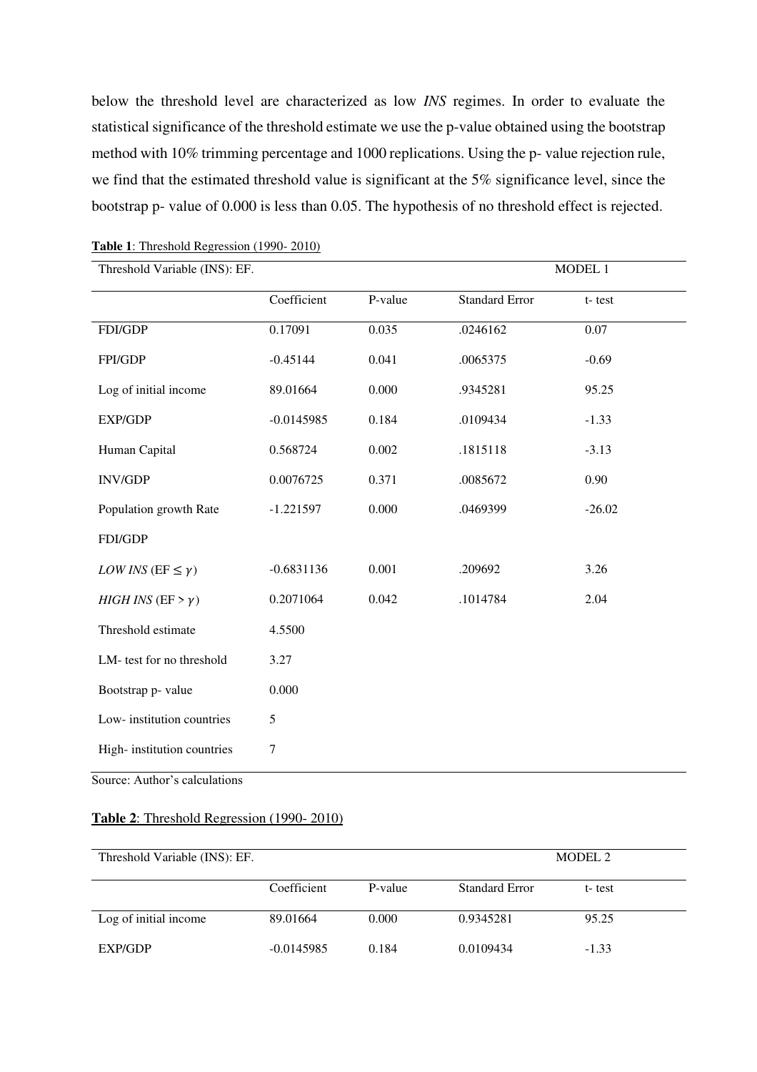below the threshold level are characterized as low *INS* regimes. In order to evaluate the statistical significance of the threshold estimate we use the p-value obtained using the bootstrap method with 10% trimming percentage and 1000 replications. Using the p- value rejection rule, we find that the estimated threshold value is significant at the 5% significance level, since the bootstrap p- value of 0.000 is less than 0.05. The hypothesis of no threshold effect is rejected.

**Table 1**: Threshold Regression (1990- 2010)

| Threshold Variable (INS): EF. | | | | MODEL 1 |
|---|---|---|---|---|
| | Coefficient | P-value | Standard Error | t- test |
| FDI/GDP | 0.17091 | 0.035 | .0246162 | 0.07 |
| FPI/GDP | -0.45144 | 0.041 | .0065375 | -0.69 |
| Log of initial income | 89.01664 | 0.000 | .9345281 | 95.25 |
| EXP/GDP | -0.0145985 | 0.184 | .0109434 | -1.33 |
| Human Capital | 0.568724 | 0.002 | .1815118 | -3.13 |
| INV/GDP | 0.0076725 | 0.371 | .0085672 | 0.90 |
| Population growth Rate | -1.221597 | 0.000 | .0469399 | -26.02 |
| FDI/GDP | | | | |
| *LOW INS* (EF $\leq \gamma$) | -0.6831136 | 0.001 | .209692 | 3.26 |
| *HIGH INS* (EF $> \gamma$) | 0.2071064 | 0.042 | .1014784 | 2.04 |
| Threshold estimate | 4.5500 | | | |
| LM- test for no threshold | 3.27 | | | |
| Bootstrap p- value | 0.000 | | | |
| Low- institution countries | 5 | | | |
| High- institution countries | 7 | | | |

Source: Author's calculations

**Table 2**: Threshold Regression (1990- 2010)

| Threshold Variable (INS): EF. | | | | MODEL 2 |
|---|---|---|---|---|
| | Coefficient | P-value | Standard Error | t- test |
| Log of initial income | 89.01664 | 0.000 | 0.9345281 | 95.25 |
| EXP/GDP | -0.0145985 | 0.184 | 0.0109434 | -1.33 |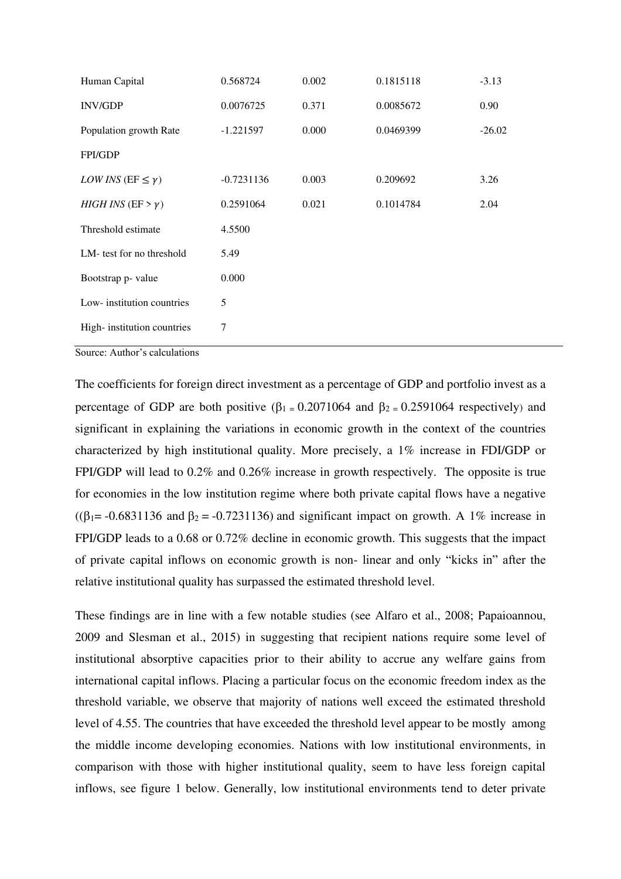| | | | | |
|---|---|---|---|---|
| Human Capital | 0.568724 | 0.002 | 0.1815118 | -3.13 |
| INV/GDP | 0.0076725 | 0.371 | 0.0085672 | 0.90 |
| Population growth Rate | -1.221597 | 0.000 | 0.0469399 | -26.02 |
| FPI/GDP | | | | |
| *LOW INS* (EF ≤ $\gamma$) | -0.7231136 | 0.003 | 0.209692 | 3.26 |
| *HIGH INS* (EF > $\gamma$) | 0.2591064 | 0.021 | 0.1014784 | 2.04 |
| Threshold estimate | 4.5500 | | | |
| LM- test for no threshold | 5.49 | | | |
| Bootstrap p- value | 0.000 | | | |
| Low- institution countries | 5 | | | |
| High- institution countries | 7 | | | |

Source: Author's calculations

The coefficients for foreign direct investment as a percentage of GDP and portfolio invest as a percentage of GDP are both positive ($\beta_1 = 0.2071064$ and $\beta_2 = 0.2591064$ respectively) and significant in explaining the variations in economic growth in the context of the countries characterized by high institutional quality. More precisely, a 1% increase in FDI/GDP or FPI/GDP will lead to 0.2% and 0.26% increase in growth respectively. The opposite is true for economies in the low institution regime where both private capital flows have a negative (($\beta_1$= -0.6831136 and $\beta_2$ = -0.7231136) and significant impact on growth. A 1% increase in FPI/GDP leads to a 0.68 or 0.72% decline in economic growth. This suggests that the impact of private capital inflows on economic growth is non- linear and only "kicks in" after the relative institutional quality has surpassed the estimated threshold level.

These findings are in line with a few notable studies (see Alfaro et al., 2008; Papaioannou, 2009 and Slesman et al., 2015) in suggesting that recipient nations require some level of institutional absorptive capacities prior to their ability to accrue any welfare gains from international capital inflows. Placing a particular focus on the economic freedom index as the threshold variable, we observe that majority of nations well exceed the estimated threshold level of 4.55. The countries that have exceeded the threshold level appear to be mostly among the middle income developing economies. Nations with low institutional environments, in comparison with those with higher institutional quality, seem to have less foreign capital inflows, see figure 1 below. Generally, low institutional environments tend to deter private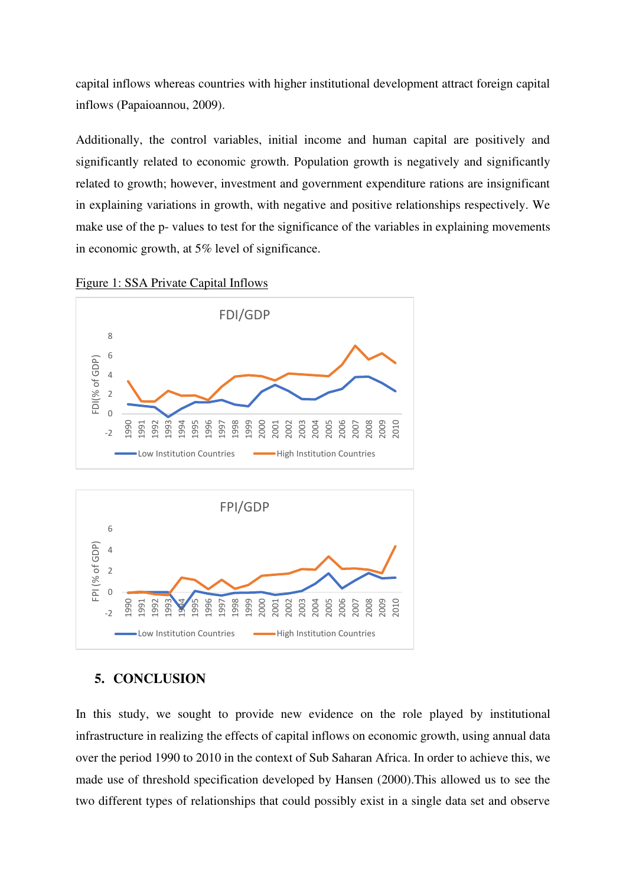capital inflows whereas countries with higher institutional development attract foreign capital inflows (Papaioannou, 2009).

Additionally, the control variables, initial income and human capital are positively and significantly related to economic growth. Population growth is negatively and significantly related to growth; however, investment and government expenditure rations are insignificant in explaining variations in growth, with negative and positive relationships respectively. We make use of the p- values to test for the significance of the variables in explaining movements in economic growth, at 5% level of significance.

Figure 1: SSA Private Capital Inflows

## 5. CONCLUSION

In this study, we sought to provide new evidence on the role played by institutional infrastructure in realizing the effects of capital inflows on economic growth, using annual data over the period 1990 to 2010 in the context of Sub Saharan Africa. In order to achieve this, we made use of threshold specification developed by Hansen (2000).This allowed us to see the two different types of relationships that could possibly exist in a single data set and observe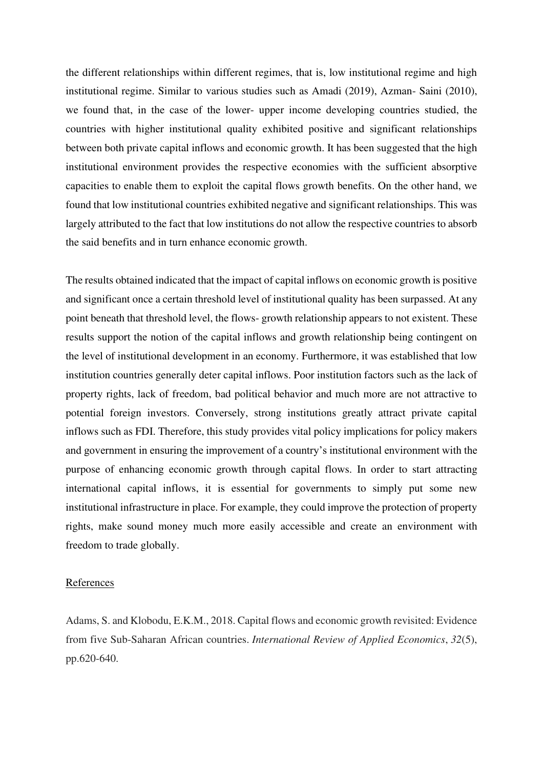the different relationships within different regimes, that is, low institutional regime and high institutional regime. Similar to various studies such as Amadi (2019), Azman- Saini (2010), we found that, in the case of the lower- upper income developing countries studied, the countries with higher institutional quality exhibited positive and significant relationships between both private capital inflows and economic growth. It has been suggested that the high institutional environment provides the respective economies with the sufficient absorptive capacities to enable them to exploit the capital flows growth benefits. On the other hand, we found that low institutional countries exhibited negative and significant relationships. This was largely attributed to the fact that low institutions do not allow the respective countries to absorb the said benefits and in turn enhance economic growth.

The results obtained indicated that the impact of capital inflows on economic growth is positive and significant once a certain threshold level of institutional quality has been surpassed. At any point beneath that threshold level, the flows- growth relationship appears to not existent. These results support the notion of the capital inflows and growth relationship being contingent on the level of institutional development in an economy. Furthermore, it was established that low institution countries generally deter capital inflows. Poor institution factors such as the lack of property rights, lack of freedom, bad political behavior and much more are not attractive to potential foreign investors. Conversely, strong institutions greatly attract private capital inflows such as FDI. Therefore, this study provides vital policy implications for policy makers and government in ensuring the improvement of a country's institutional environment with the purpose of enhancing economic growth through capital flows. In order to start attracting international capital inflows, it is essential for governments to simply put some new institutional infrastructure in place. For example, they could improve the protection of property rights, make sound money much more easily accessible and create an environment with freedom to trade globally.

## References

Adams, S. and Klobodu, E.K.M., 2018. Capital flows and economic growth revisited: Evidence from five Sub-Saharan African countries. *International Review of Applied Economics*, *32*(5), pp.620-640.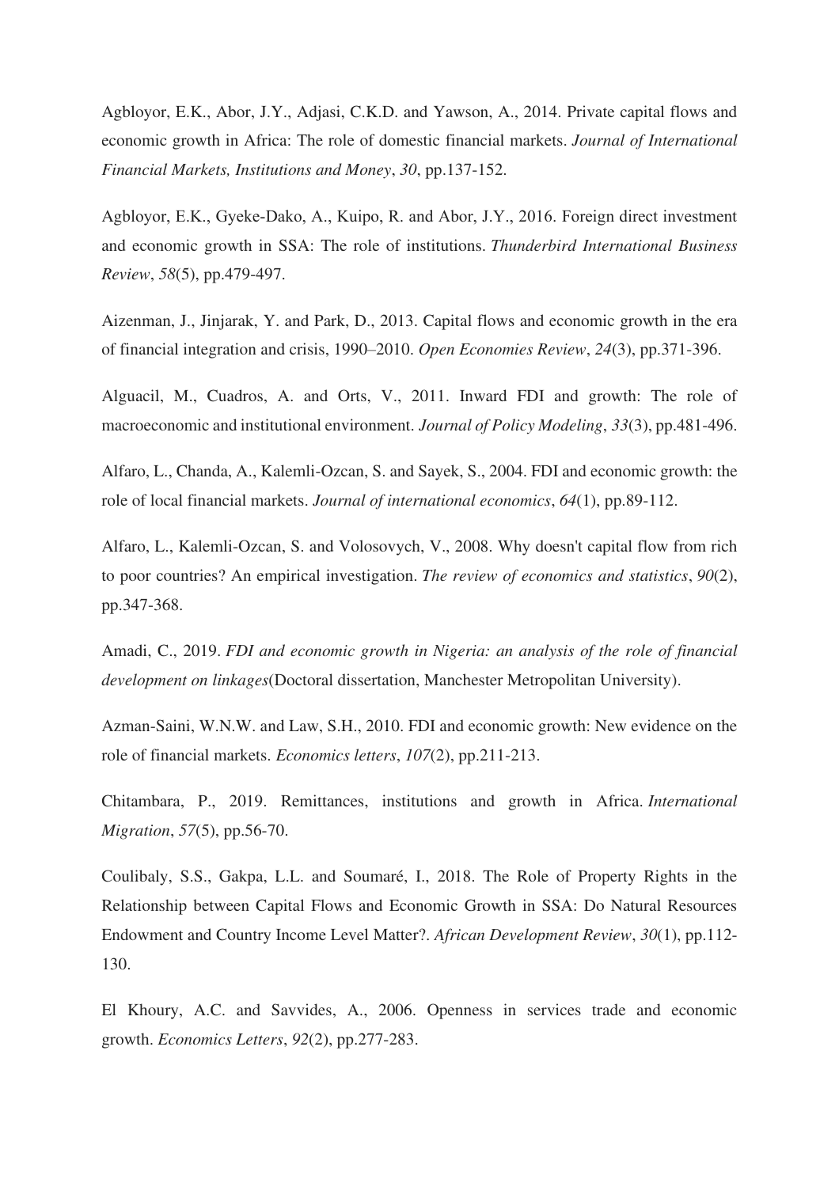Agbloyor, E.K., Abor, J.Y., Adjasi, C.K.D. and Yawson, A., 2014. Private capital flows and economic growth in Africa: The role of domestic financial markets. *Journal of International Financial Markets, Institutions and Money*, *30*, pp.137-152.

Agbloyor, E.K., Gyeke-Dako, A., Kuipo, R. and Abor, J.Y., 2016. Foreign direct investment and economic growth in SSA: The role of institutions. *Thunderbird International Business Review*, *58*(5), pp.479-497.

Aizenman, J., Jinjarak, Y. and Park, D., 2013. Capital flows and economic growth in the era of financial integration and crisis, 1990–2010. *Open Economies Review*, *24*(3), pp.371-396.

Alguacil, M., Cuadros, A. and Orts, V., 2011. Inward FDI and growth: The role of macroeconomic and institutional environment. *Journal of Policy Modeling*, *33*(3), pp.481-496.

Alfaro, L., Chanda, A., Kalemli-Ozcan, S. and Sayek, S., 2004. FDI and economic growth: the role of local financial markets. *Journal of international economics*, *64*(1), pp.89-112.

Alfaro, L., Kalemli-Ozcan, S. and Volosovych, V., 2008. Why doesn't capital flow from rich to poor countries? An empirical investigation. *The review of economics and statistics*, *90*(2), pp.347-368.

Amadi, C., 2019. *FDI and economic growth in Nigeria: an analysis of the role of financial development on linkages*(Doctoral dissertation, Manchester Metropolitan University).

Azman-Saini, W.N.W. and Law, S.H., 2010. FDI and economic growth: New evidence on the role of financial markets. *Economics letters*, *107*(2), pp.211-213.

Chitambara, P., 2019. Remittances, institutions and growth in Africa. *International Migration*, *57*(5), pp.56-70.

Coulibaly, S.S., Gakpa, L.L. and Soumaré, I., 2018. The Role of Property Rights in the Relationship between Capital Flows and Economic Growth in SSA: Do Natural Resources Endowment and Country Income Level Matter?. *African Development Review*, *30*(1), pp.112-130.

El Khoury, A.C. and Savvides, A., 2006. Openness in services trade and economic growth. *Economics Letters*, *92*(2), pp.277-283.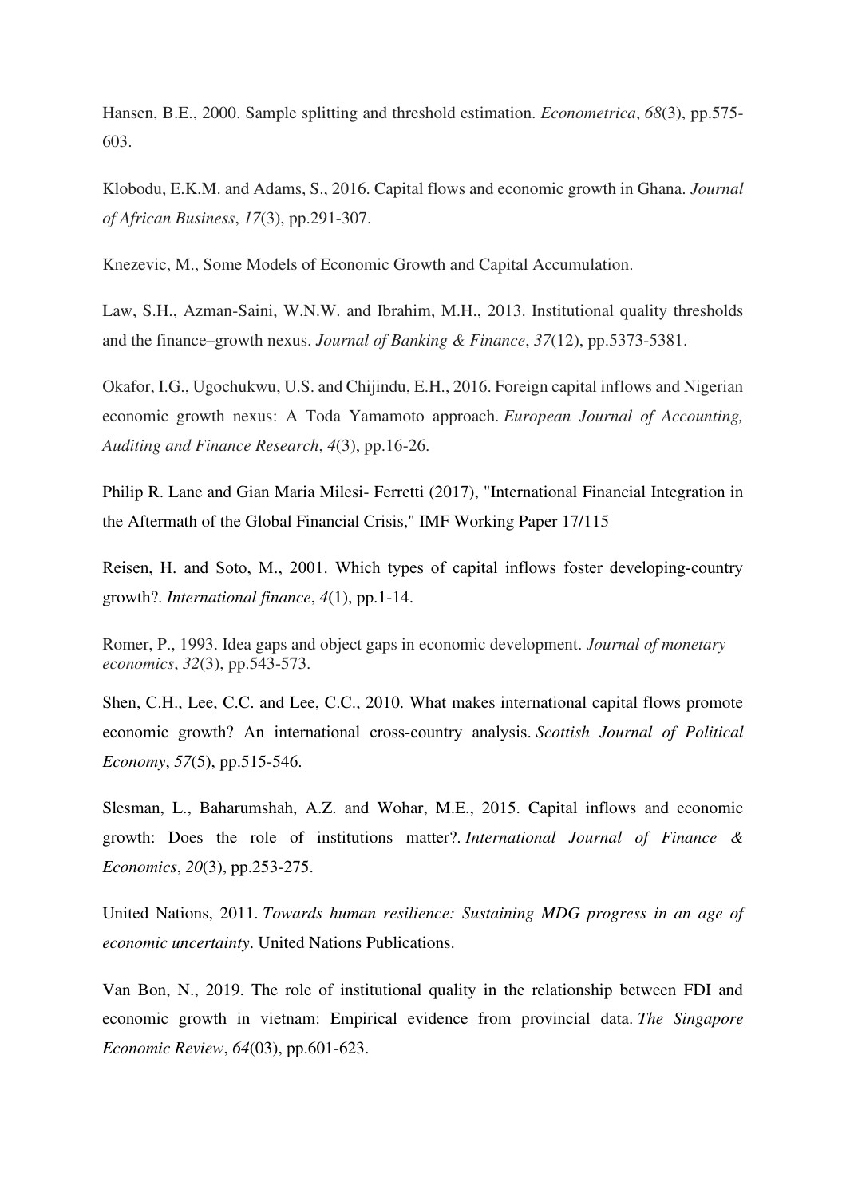Hansen, B.E., 2000. Sample splitting and threshold estimation. *Econometrica*, *68*(3), pp.575-603.

Klobodu, E.K.M. and Adams, S., 2016. Capital flows and economic growth in Ghana. *Journal of African Business*, *17*(3), pp.291-307.

Knezevic, M., Some Models of Economic Growth and Capital Accumulation.

Law, S.H., Azman-Saini, W.N.W. and Ibrahim, M.H., 2013. Institutional quality thresholds and the finance–growth nexus. *Journal of Banking & Finance*, *37*(12), pp.5373-5381.

Okafor, I.G., Ugochukwu, U.S. and Chijindu, E.H., 2016. Foreign capital inflows and Nigerian economic growth nexus: A Toda Yamamoto approach. *European Journal of Accounting, Auditing and Finance Research*, *4*(3), pp.16-26.

Philip R. Lane and Gian Maria Milesi- Ferretti (2017), "International Financial Integration in the Aftermath of the Global Financial Crisis," IMF Working Paper 17/115

Reisen, H. and Soto, M., 2001. Which types of capital inflows foster developing-country growth?. *International finance*, *4*(1), pp.1-14.

Romer, P., 1993. Idea gaps and object gaps in economic development. *Journal of monetary economics*, *32*(3), pp.543-573.

Shen, C.H., Lee, C.C. and Lee, C.C., 2010. What makes international capital flows promote economic growth? An international cross-country analysis. *Scottish Journal of Political Economy*, *57*(5), pp.515-546.

Slesman, L., Baharumshah, A.Z. and Wohar, M.E., 2015. Capital inflows and economic growth: Does the role of institutions matter?. *International Journal of Finance & Economics*, *20*(3), pp.253-275.

United Nations, 2011. *Towards human resilience: Sustaining MDG progress in an age of economic uncertainty*. United Nations Publications.

Van Bon, N., 2019. The role of institutional quality in the relationship between FDI and economic growth in vietnam: Empirical evidence from provincial data. *The Singapore Economic Review*, *64*(03), pp.601-623.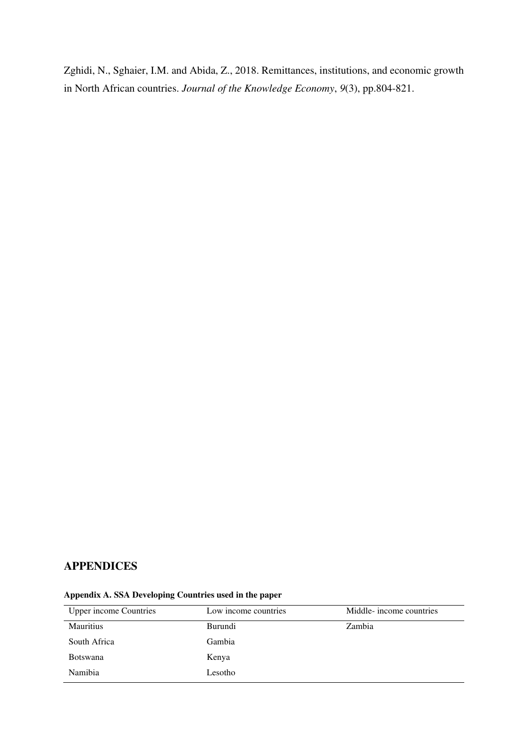Zghidi, N., Sghaier, I.M. and Abida, Z., 2018. Remittances, institutions, and economic growth in North African countries. *Journal of the Knowledge Economy*, *9*(3), pp.804-821.

## APPENDICES

**Appendix A. SSA Developing Countries used in the paper**

| Upper income Countries | Low income countries | Middle- income countries |
|---|---|---|
| Mauritius | Burundi | Zambia |
| South Africa | Gambia | |
| Botswana | Kenya | |
| Namibia | Lesotho | |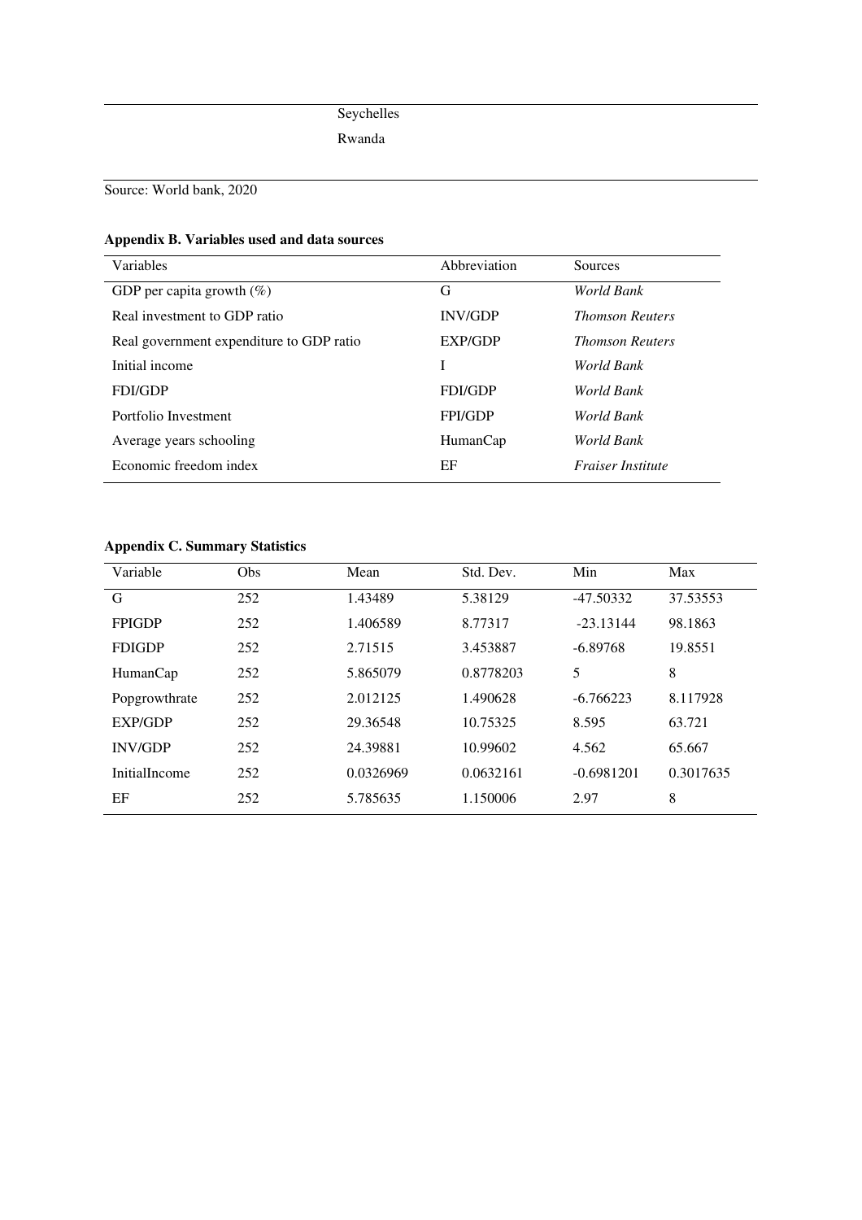| | |
|---|---|
| | Seychelles |
| | Rwanda |

Source: World bank, 2020

**Appendix B. Variables used and data sources**

| Variables | Abbreviation | Sources |
|---|---|---|
| GDP per capita growth (%) | G | *World Bank* |
| Real investment to GDP ratio | INV/GDP | *Thomson Reuters* |
| Real government expenditure to GDP ratio | EXP/GDP | *Thomson Reuters* |
| Initial income | I | *World Bank* |
| FDI/GDP | FDI/GDP | *World Bank* |
| Portfolio Investment | FPI/GDP | *World Bank* |
| Average years schooling | HumanCap | *World Bank* |
| Economic freedom index | EF | *Fraiser Institute* |

**Appendix C. Summary Statistics**

| Variable | Obs | Mean | Std. Dev. | Min | Max |
|---|---|---|---|---|---|
| G | 252 | 1.43489 | 5.38129 | -47.50332 | 37.53553 |
| FPIGDP | 252 | 1.406589 | 8.77317 | -23.13144 | 98.1863 |
| FDIGDP | 252 | 2.71515 | 3.453887 | -6.89768 | 19.8551 |
| HumanCap | 252 | 5.865079 | 0.8778203 | 5 | 8 |
| Popgrowthrate | 252 | 2.012125 | 1.490628 | -6.766223 | 8.117928 |
| EXP/GDP | 252 | 29.36548 | 10.75325 | 8.595 | 63.721 |
| INV/GDP | 252 | 24.39881 | 10.99602 | 4.562 | 65.667 |
| InitialIncome | 252 | 0.0326969 | 0.0632161 | -0.6981201 | 0.3017635 |
| EF | 252 | 5.785635 | 1.150006 | 2.97 | 8 |